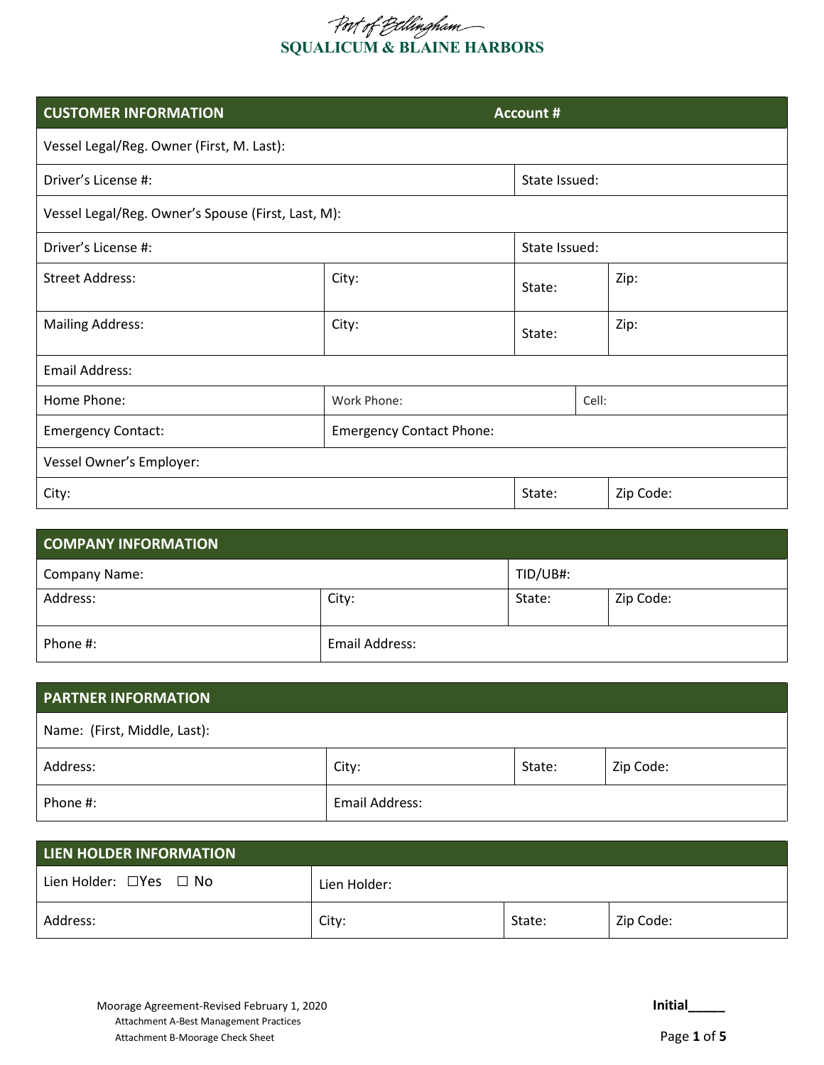Port of Bellingham

**SQUALICUM & BLAINE HARBORS**

| CUSTOMER INFORMATION | | Account # | |
|---|---|---|---|
| Vessel Legal/Reg. Owner (First, M. Last): | | | |
| Driver's License #: | | State Issued: | |
| Vessel Legal/Reg. Owner's Spouse (First, Last, M): | | | |
| Driver's License #: | | State Issued: | |
| Street Address: | City: | State: | Zip: |
| Mailing Address: | City: | State: | Zip: |
| Email Address: | | | |
| Home Phone: | Work Phone: | Cell: | |
| Emergency Contact: | Emergency Contact Phone: | | |
| Vessel Owner's Employer: | | | |
| City: | | State: | Zip Code: |

| COMPANY INFORMATION | | | |
|---|---|---|---|
| Company Name: | | TID/UB#: | |
| Address: | City: | State: | Zip Code: |
| Phone #: | Email Address: | | |

| PARTNER INFORMATION | | | |
|---|---|---|---|
| Name: (First, Middle, Last): | | | |
| Address: | City: | State: | Zip Code: |
| Phone #: | Email Address: | | |

| LIEN HOLDER INFORMATION | | | |
|---|---|---|---|
| Lien Holder: ☐Yes ☐ No | Lien Holder: | | |
| Address: | City: | State: | Zip Code: |

Moorage Agreement-Revised February 1, 2020
Attachment A-Best Management Practices
Attachment B-Moorage Check Sheet

**Initial_____**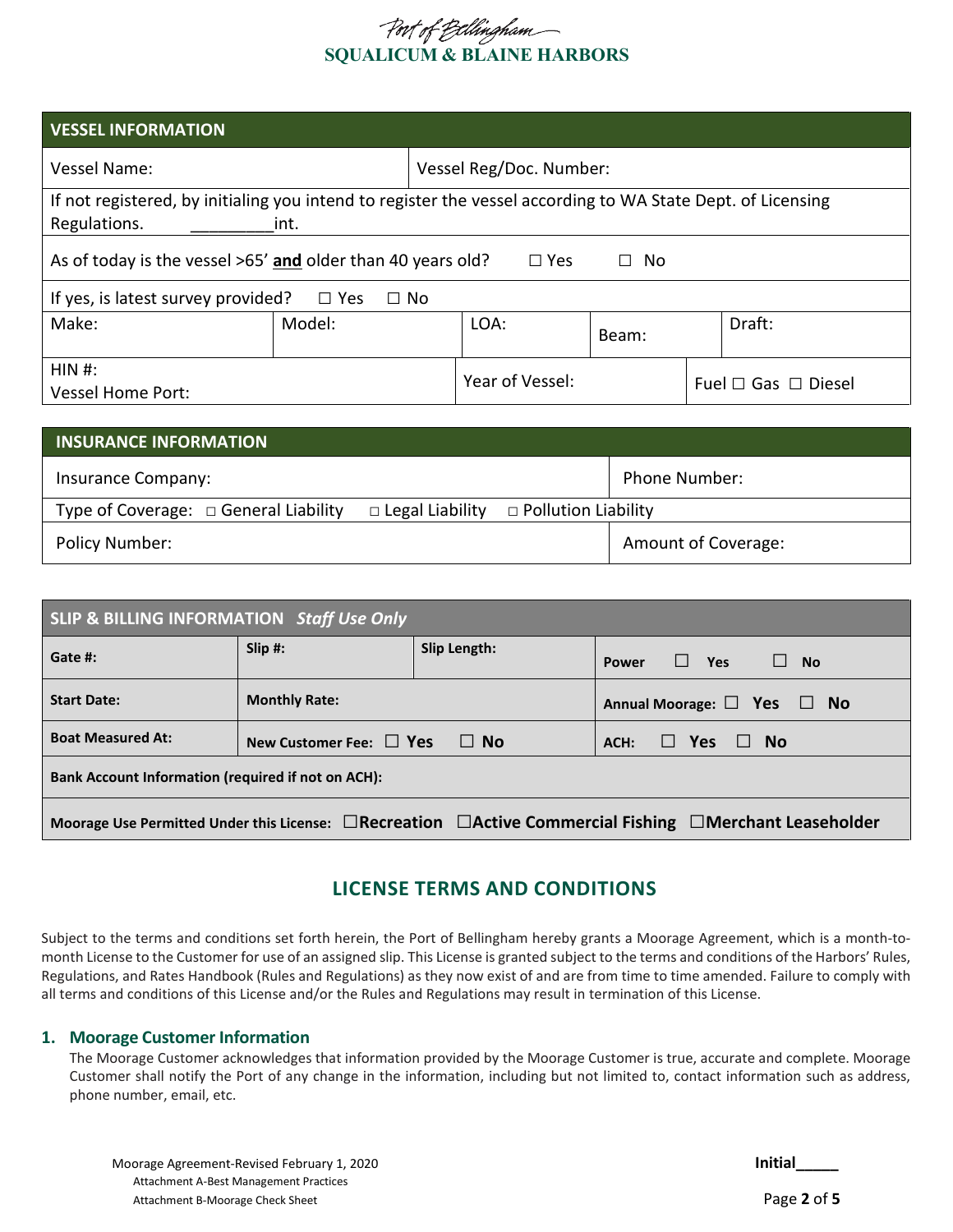Port of Bellingham
**SQUALICUM & BLAINE HARBORS**

| **VESSEL INFORMATION** | | | | | |
|---|---|---|---|---|---|
| Vessel Name: | | Vessel Reg/Doc. Number: | | | |
| If not registered, by initialing you intend to register the vessel according to WA State Dept. of Licensing Regulations. _________int. | | | | | |
| As of today is the vessel >65' **and** older than 40 years old? ☐ Yes ☐ No | | | | | |
| If yes, is latest survey provided? ☐ Yes ☐ No | | | | | |
| Make: | Model: | LOA: | Beam: | Draft: | |
| HIN #: Vessel Home Port: | | Year of Vessel: | | Fuel ☐ Gas ☐ Diesel | |

| **INSURANCE INFORMATION** | |
|---|---|
| Insurance Company: | Phone Number: |
| Type of Coverage: ☐ General Liability ☐ Legal Liability ☐ Pollution Liability | |
| Policy Number: | Amount of Coverage: |

| **SLIP & BILLING INFORMATION** ***Staff Use Only*** | | | |
|---|---|---|---|
| **Gate #:** | **Slip #:** | **Slip Length:** | **Power** ☐ **Yes** ☐ **No** |
| **Start Date:** | **Monthly Rate:** | | **Annual Moorage:** ☐ **Yes** ☐ **No** |
| **Boat Measured At:** | **New Customer Fee:** ☐ **Yes** ☐ **No** | | **ACH:** ☐ **Yes** ☐ **No** |
| **Bank Account Information (required if not on ACH):** | | | |
| **Moorage Use Permitted Under this License:** ☐**Recreation** ☐**Active Commercial Fishing** ☐**Merchant Leaseholder** | | | |

## LICENSE TERMS AND CONDITIONS

Subject to the terms and conditions set forth herein, the Port of Bellingham hereby grants a Moorage Agreement, which is a month-to-month License to the Customer for use of an assigned slip. This License is granted subject to the terms and conditions of the Harbors' Rules, Regulations, and Rates Handbook (Rules and Regulations) as they now exist of and are from time to time amended. Failure to comply with all terms and conditions of this License and/or the Rules and Regulations may result in termination of this License.

### 1. Moorage Customer Information

The Moorage Customer acknowledges that information provided by the Moorage Customer is true, accurate and complete. Moorage Customer shall notify the Port of any change in the information, including but not limited to, contact information such as address, phone number, email, etc.

Moorage Agreement-Revised February 1, 2020
Attachment A-Best Management Practices
Attachment B-Moorage Check Sheet

**Initial_____**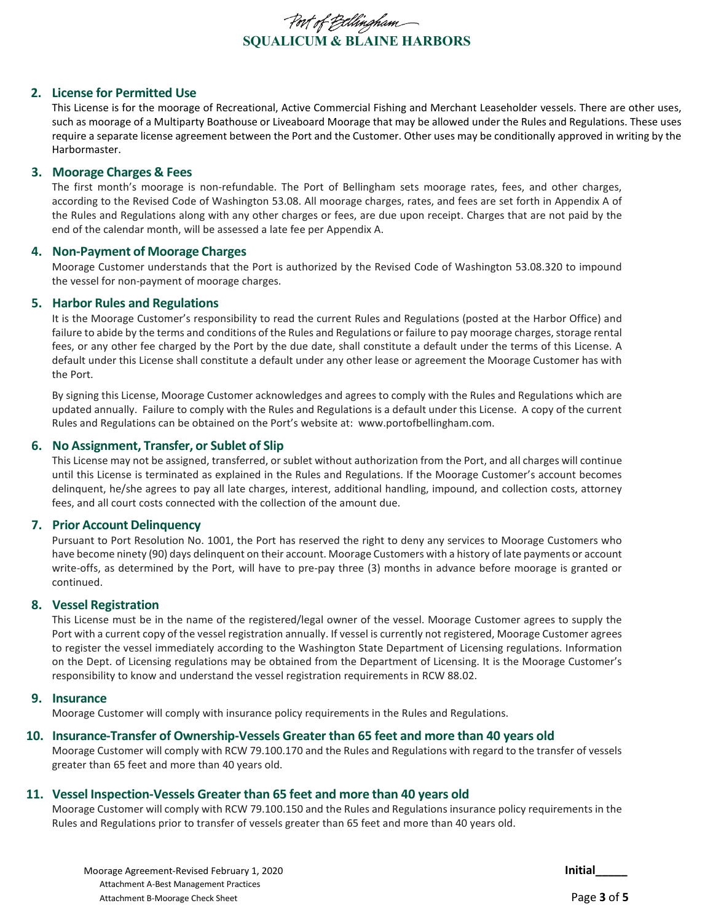## 2. License for Permitted Use

This License is for the moorage of Recreational, Active Commercial Fishing and Merchant Leaseholder vessels. There are other uses, such as moorage of a Multiparty Boathouse or Liveaboard Moorage that may be allowed under the Rules and Regulations. These uses require a separate license agreement between the Port and the Customer. Other uses may be conditionally approved in writing by the Harbormaster.

## 3. Moorage Charges & Fees

The first month's moorage is non-refundable. The Port of Bellingham sets moorage rates, fees, and other charges, according to the Revised Code of Washington 53.08. All moorage charges, rates, and fees are set forth in Appendix A of the Rules and Regulations along with any other charges or fees, are due upon receipt. Charges that are not paid by the end of the calendar month, will be assessed a late fee per Appendix A.

## 4. Non-Payment of Moorage Charges

Moorage Customer understands that the Port is authorized by the Revised Code of Washington 53.08.320 to impound the vessel for non-payment of moorage charges.

## 5. Harbor Rules and Regulations

It is the Moorage Customer's responsibility to read the current Rules and Regulations (posted at the Harbor Office) and failure to abide by the terms and conditions of the Rules and Regulations or failure to pay moorage charges, storage rental fees, or any other fee charged by the Port by the due date, shall constitute a default under the terms of this License. A default under this License shall constitute a default under any other lease or agreement the Moorage Customer has with the Port.

By signing this License, Moorage Customer acknowledges and agrees to comply with the Rules and Regulations which are updated annually. Failure to comply with the Rules and Regulations is a default under this License. A copy of the current Rules and Regulations can be obtained on the Port's website at: www.portofbellingham.com.

## 6. No Assignment, Transfer, or Sublet of Slip

This License may not be assigned, transferred, or sublet without authorization from the Port, and all charges will continue until this License is terminated as explained in the Rules and Regulations. If the Moorage Customer's account becomes delinquent, he/she agrees to pay all late charges, interest, additional handling, impound, and collection costs, attorney fees, and all court costs connected with the collection of the amount due.

## 7. Prior Account Delinquency

Pursuant to Port Resolution No. 1001, the Port has reserved the right to deny any services to Moorage Customers who have become ninety (90) days delinquent on their account. Moorage Customers with a history of late payments or account write-offs, as determined by the Port, will have to pre-pay three (3) months in advance before moorage is granted or continued.

## 8. Vessel Registration

This License must be in the name of the registered/legal owner of the vessel. Moorage Customer agrees to supply the Port with a current copy of the vessel registration annually. If vessel is currently not registered, Moorage Customer agrees to register the vessel immediately according to the Washington State Department of Licensing regulations. Information on the Dept. of Licensing regulations may be obtained from the Department of Licensing. It is the Moorage Customer's responsibility to know and understand the vessel registration requirements in RCW 88.02.

## 9. Insurance

Moorage Customer will comply with insurance policy requirements in the Rules and Regulations.

## 10. Insurance-Transfer of Ownership-Vessels Greater than 65 feet and more than 40 years old

Moorage Customer will comply with RCW 79.100.170 and the Rules and Regulations with regard to the transfer of vessels greater than 65 feet and more than 40 years old.

## 11. Vessel Inspection-Vessels Greater than 65 feet and more than 40 years old

Moorage Customer will comply with RCW 79.100.150 and the Rules and Regulations insurance policy requirements in the Rules and Regulations prior to transfer of vessels greater than 65 feet and more than 40 years old.

Initial_____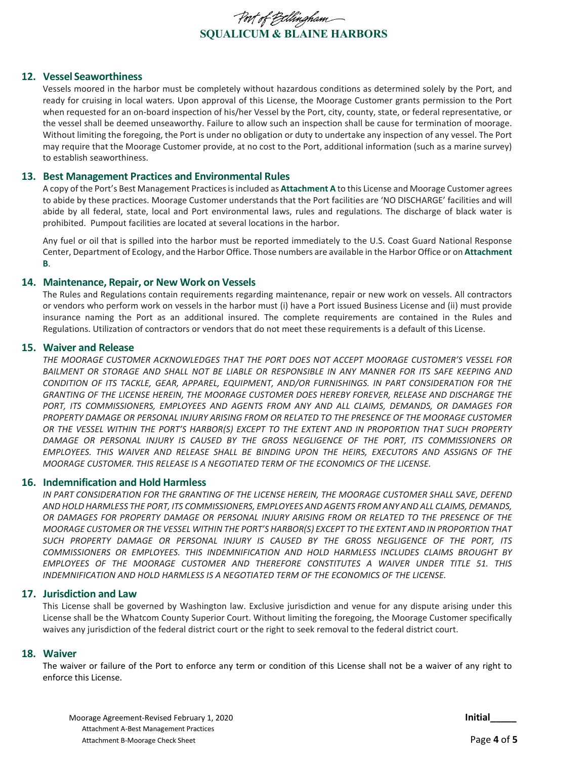## 12. Vessel Seaworthiness

Vessels moored in the harbor must be completely without hazardous conditions as determined solely by the Port, and ready for cruising in local waters. Upon approval of this License, the Moorage Customer grants permission to the Port when requested for an on-board inspection of his/her Vessel by the Port, city, county, state, or federal representative, or the vessel shall be deemed unseaworthy. Failure to allow such an inspection shall be cause for termination of moorage. Without limiting the foregoing, the Port is under no obligation or duty to undertake any inspection of any vessel. The Port may require that the Moorage Customer provide, at no cost to the Port, additional information (such as a marine survey) to establish seaworthiness.

## 13. Best Management Practices and Environmental Rules

A copy of the Port's Best Management Practices is included as **Attachment A** to this License and Moorage Customer agrees to abide by these practices. Moorage Customer understands that the Port facilities are 'NO DISCHARGE' facilities and will abide by all federal, state, local and Port environmental laws, rules and regulations. The discharge of black water is prohibited. Pumpout facilities are located at several locations in the harbor.

Any fuel or oil that is spilled into the harbor must be reported immediately to the U.S. Coast Guard National Response Center, Department of Ecology, and the Harbor Office. Those numbers are available in the Harbor Office or on **Attachment B**.

## 14. Maintenance, Repair, or New Work on Vessels

The Rules and Regulations contain requirements regarding maintenance, repair or new work on vessels. All contractors or vendors who perform work on vessels in the harbor must (i) have a Port issued Business License and (ii) must provide insurance naming the Port as an additional insured. The complete requirements are contained in the Rules and Regulations. Utilization of contractors or vendors that do not meet these requirements is a default of this License.

## 15. Waiver and Release

*THE MOORAGE CUSTOMER ACKNOWLEDGES THAT THE PORT DOES NOT ACCEPT MOORAGE CUSTOMER'S VESSEL FOR BAILMENT OR STORAGE AND SHALL NOT BE LIABLE OR RESPONSIBLE IN ANY MANNER FOR ITS SAFE KEEPING AND CONDITION OF ITS TACKLE, GEAR, APPAREL, EQUIPMENT, AND/OR FURNISHINGS. IN PART CONSIDERATION FOR THE GRANTING OF THE LICENSE HEREIN, THE MOORAGE CUSTOMER DOES HEREBY FOREVER, RELEASE AND DISCHARGE THE PORT, ITS COMMISSIONERS, EMPLOYEES AND AGENTS FROM ANY AND ALL CLAIMS, DEMANDS, OR DAMAGES FOR PROPERTY DAMAGE OR PERSONAL INJURY ARISING FROM OR RELATED TO THE PRESENCE OF THE MOORAGE CUSTOMER OR THE VESSEL WITHIN THE PORT'S HARBOR(S) EXCEPT TO THE EXTENT AND IN PROPORTION THAT SUCH PROPERTY DAMAGE OR PERSONAL INJURY IS CAUSED BY THE GROSS NEGLIGENCE OF THE PORT, ITS COMMISSIONERS OR EMPLOYEES. THIS WAIVER AND RELEASE SHALL BE BINDING UPON THE HEIRS, EXECUTORS AND ASSIGNS OF THE MOORAGE CUSTOMER. THIS RELEASE IS A NEGOTIATED TERM OF THE ECONOMICS OF THE LICENSE.*

## 16. Indemnification and Hold Harmless

*IN PART CONSIDERATION FOR THE GRANTING OF THE LICENSE HEREIN, THE MOORAGE CUSTOMER SHALL SAVE, DEFEND AND HOLD HARMLESS THE PORT, ITS COMMISSIONERS, EMPLOYEES AND AGENTS FROM ANY AND ALL CLAIMS, DEMANDS, OR DAMAGES FOR PROPERTY DAMAGE OR PERSONAL INJURY ARISING FROM OR RELATED TO THE PRESENCE OF THE MOORAGE CUSTOMER OR THE VESSEL WITHIN THE PORT'S HARBOR(S) EXCEPT TO THE EXTENT AND IN PROPORTION THAT SUCH PROPERTY DAMAGE OR PERSONAL INJURY IS CAUSED BY THE GROSS NEGLIGENCE OF THE PORT, ITS COMMISSIONERS OR EMPLOYEES. THIS INDEMNIFICATION AND HOLD HARMLESS INCLUDES CLAIMS BROUGHT BY EMPLOYEES OF THE MOORAGE CUSTOMER AND THEREFORE CONSTITUTES A WAIVER UNDER TITLE 51. THIS INDEMNIFICATION AND HOLD HARMLESS IS A NEGOTIATED TERM OF THE ECONOMICS OF THE LICENSE.*

## 17. Jurisdiction and Law

This License shall be governed by Washington law. Exclusive jurisdiction and venue for any dispute arising under this License shall be the Whatcom County Superior Court. Without limiting the foregoing, the Moorage Customer specifically waives any jurisdiction of the federal district court or the right to seek removal to the federal district court.

## 18. Waiver

The waiver or failure of the Port to enforce any term or condition of this License shall not be a waiver of any right to enforce this License.

**Initial_____**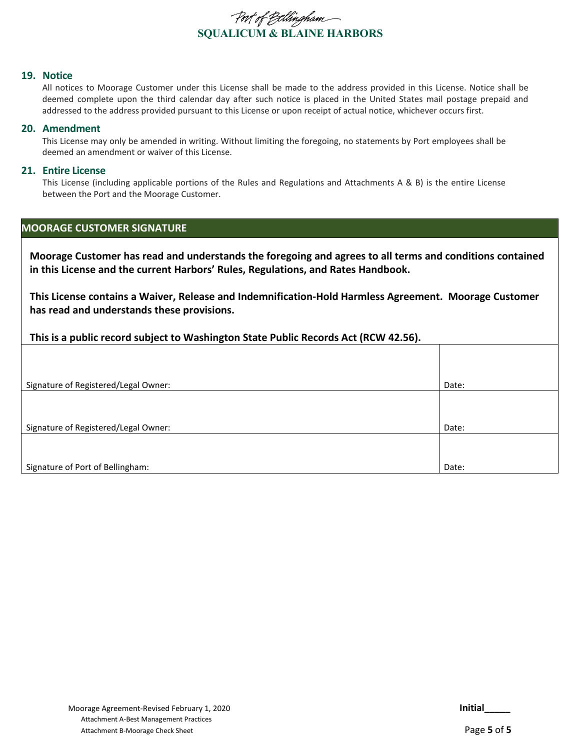## 19. Notice

All notices to Moorage Customer under this License shall be made to the address provided in this License. Notice shall be deemed complete upon the third calendar day after such notice is placed in the United States mail postage prepaid and addressed to the address provided pursuant to this License or upon receipt of actual notice, whichever occurs first.

## 20. Amendment

This License may only be amended in writing. Without limiting the foregoing, no statements by Port employees shall be deemed an amendment or waiver of this License.

## 21. Entire License

This License (including applicable portions of the Rules and Regulations and Attachments A & B) is the entire License between the Port and the Moorage Customer.

## MOORAGE CUSTOMER SIGNATURE

**Moorage Customer has read and understands the foregoing and agrees to all terms and conditions contained in this License and the current Harbors' Rules, Regulations, and Rates Handbook.**

**This License contains a Waiver, Release and Indemnification-Hold Harmless Agreement. Moorage Customer has read and understands these provisions.**

**This is a public record subject to Washington State Public Records Act (RCW 42.56).**

| | |
|---|---|
| Signature of Registered/Legal Owner: | Date: |
| Signature of Registered/Legal Owner: | Date: |
| Signature of Port of Bellingham: | Date: |

Moorage Agreement-Revised February 1, 2020
Attachment A-Best Management Practices
Attachment B-Moorage Check Sheet

**Initial_____**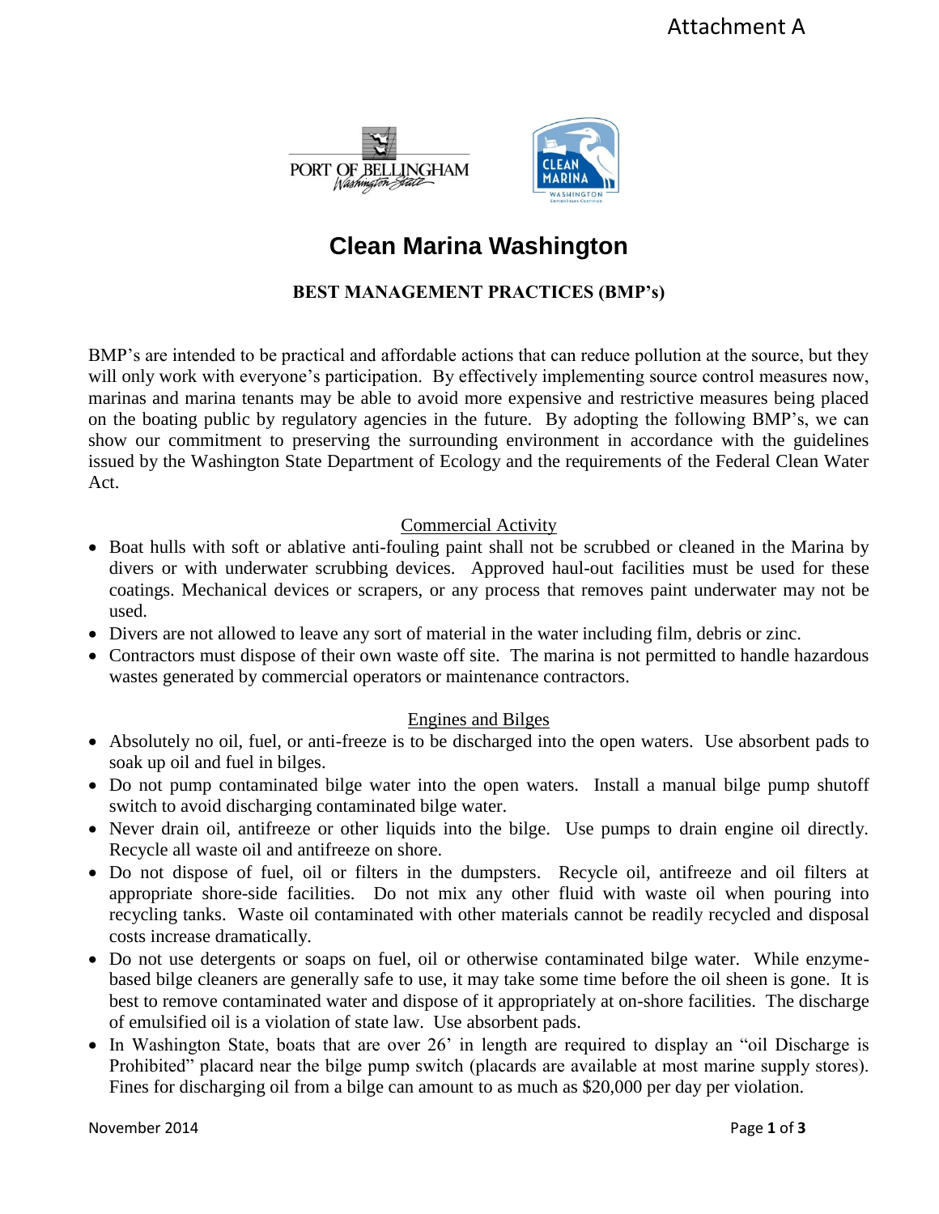Attachment A

PORT OF BELLINGHAM
Washington State

# Clean Marina Washington

## BEST MANAGEMENT PRACTICES (BMP's)

BMP's are intended to be practical and affordable actions that can reduce pollution at the source, but they will only work with everyone's participation. By effectively implementing source control measures now, marinas and marina tenants may be able to avoid more expensive and restrictive measures being placed on the boating public by regulatory agencies in the future. By adopting the following BMP's, we can show our commitment to preserving the surrounding environment in accordance with the guidelines issued by the Washington State Department of Ecology and the requirements of the Federal Clean Water Act.

### Commercial Activity

- Boat hulls with soft or ablative anti-fouling paint shall not be scrubbed or cleaned in the Marina by divers or with underwater scrubbing devices. Approved haul-out facilities must be used for these coatings. Mechanical devices or scrapers, or any process that removes paint underwater may not be used.
- Divers are not allowed to leave any sort of material in the water including film, debris or zinc.
- Contractors must dispose of their own waste off site. The marina is not permitted to handle hazardous wastes generated by commercial operators or maintenance contractors.

### Engines and Bilges

- Absolutely no oil, fuel, or anti-freeze is to be discharged into the open waters. Use absorbent pads to soak up oil and fuel in bilges.
- Do not pump contaminated bilge water into the open waters. Install a manual bilge pump shutoff switch to avoid discharging contaminated bilge water.
- Never drain oil, antifreeze or other liquids into the bilge. Use pumps to drain engine oil directly. Recycle all waste oil and antifreeze on shore.
- Do not dispose of fuel, oil or filters in the dumpsters. Recycle oil, antifreeze and oil filters at appropriate shore-side facilities. Do not mix any other fluid with waste oil when pouring into recycling tanks. Waste oil contaminated with other materials cannot be readily recycled and disposal costs increase dramatically.
- Do not use detergents or soaps on fuel, oil or otherwise contaminated bilge water. While enzyme-based bilge cleaners are generally safe to use, it may take some time before the oil sheen is gone. It is best to remove contaminated water and dispose of it appropriately at on-shore facilities. The discharge of emulsified oil is a violation of state law. Use absorbent pads.
- In Washington State, boats that are over 26' in length are required to display an "oil Discharge is Prohibited" placard near the bilge pump switch (placards are available at most marine supply stores). Fines for discharging oil from a bilge can amount to as much as $20,000 per day per violation.

November 2014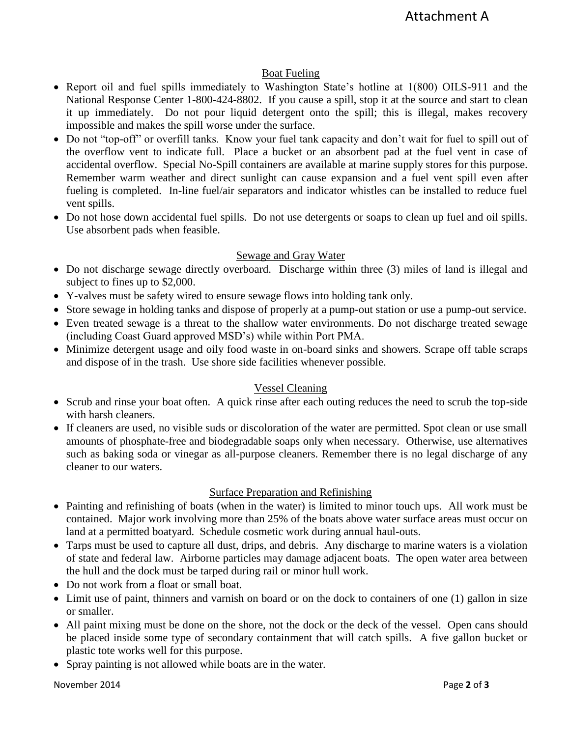## Boat Fueling

- Report oil and fuel spills immediately to Washington State's hotline at 1(800) OILS-911 and the National Response Center 1-800-424-8802. If you cause a spill, stop it at the source and start to clean it up immediately. Do not pour liquid detergent onto the spill; this is illegal, makes recovery impossible and makes the spill worse under the surface.
- Do not "top-off" or overfill tanks. Know your fuel tank capacity and don't wait for fuel to spill out of the overflow vent to indicate full. Place a bucket or an absorbent pad at the fuel vent in case of accidental overflow. Special No-Spill containers are available at marine supply stores for this purpose. Remember warm weather and direct sunlight can cause expansion and a fuel vent spill even after fueling is completed. In-line fuel/air separators and indicator whistles can be installed to reduce fuel vent spills.
- Do not hose down accidental fuel spills. Do not use detergents or soaps to clean up fuel and oil spills. Use absorbent pads when feasible.

## Sewage and Gray Water

- Do not discharge sewage directly overboard. Discharge within three (3) miles of land is illegal and subject to fines up to $2,000.
- Y-valves must be safety wired to ensure sewage flows into holding tank only.
- Store sewage in holding tanks and dispose of properly at a pump-out station or use a pump-out service.
- Even treated sewage is a threat to the shallow water environments. Do not discharge treated sewage (including Coast Guard approved MSD's) while within Port PMA.
- Minimize detergent usage and oily food waste in on-board sinks and showers. Scrape off table scraps and dispose of in the trash. Use shore side facilities whenever possible.

## Vessel Cleaning

- Scrub and rinse your boat often. A quick rinse after each outing reduces the need to scrub the top-side with harsh cleaners.
- If cleaners are used, no visible suds or discoloration of the water are permitted. Spot clean or use small amounts of phosphate-free and biodegradable soaps only when necessary. Otherwise, use alternatives such as baking soda or vinegar as all-purpose cleaners. Remember there is no legal discharge of any cleaner to our waters.

## Surface Preparation and Refinishing

- Painting and refinishing of boats (when in the water) is limited to minor touch ups. All work must be contained. Major work involving more than 25% of the boats above water surface areas must occur on land at a permitted boatyard. Schedule cosmetic work during annual haul-outs.
- Tarps must be used to capture all dust, drips, and debris. Any discharge to marine waters is a violation of state and federal law. Airborne particles may damage adjacent boats. The open water area between the hull and the dock must be tarped during rail or minor hull work.
- Do not work from a float or small boat.
- Limit use of paint, thinners and varnish on board or on the dock to containers of one (1) gallon in size or smaller.
- All paint mixing must be done on the shore, not the dock or the deck of the vessel. Open cans should be placed inside some type of secondary containment that will catch spills. A five gallon bucket or plastic tote works well for this purpose.
- Spray painting is not allowed while boats are in the water.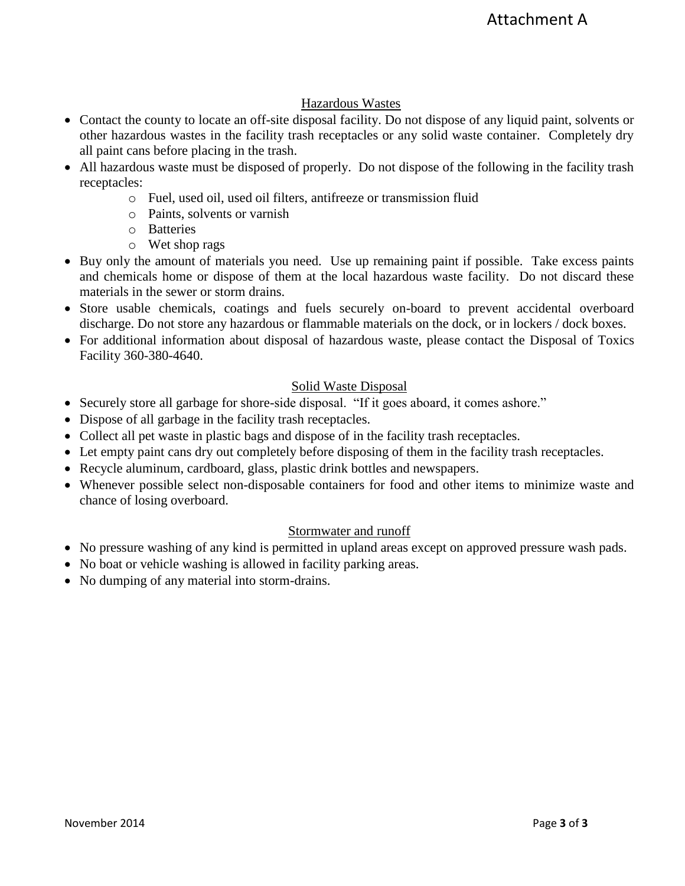Attachment A

## Hazardous Wastes

- Contact the county to locate an off-site disposal facility. Do not dispose of any liquid paint, solvents or other hazardous wastes in the facility trash receptacles or any solid waste container. Completely dry all paint cans before placing in the trash.
- All hazardous waste must be disposed of properly. Do not dispose of the following in the facility trash receptacles:
  - Fuel, used oil, used oil filters, antifreeze or transmission fluid
  - Paints, solvents or varnish
  - Batteries
  - Wet shop rags
- Buy only the amount of materials you need. Use up remaining paint if possible. Take excess paints and chemicals home or dispose of them at the local hazardous waste facility. Do not discard these materials in the sewer or storm drains.
- Store usable chemicals, coatings and fuels securely on-board to prevent accidental overboard discharge. Do not store any hazardous or flammable materials on the dock, or in lockers / dock boxes.
- For additional information about disposal of hazardous waste, please contact the Disposal of Toxics Facility 360-380-4640.

## Solid Waste Disposal

- Securely store all garbage for shore-side disposal. "If it goes aboard, it comes ashore."
- Dispose of all garbage in the facility trash receptacles.
- Collect all pet waste in plastic bags and dispose of in the facility trash receptacles.
- Let empty paint cans dry out completely before disposing of them in the facility trash receptacles.
- Recycle aluminum, cardboard, glass, plastic drink bottles and newspapers.
- Whenever possible select non-disposable containers for food and other items to minimize waste and chance of losing overboard.

## Stormwater and runoff

- No pressure washing of any kind is permitted in upland areas except on approved pressure wash pads.
- No boat or vehicle washing is allowed in facility parking areas.
- No dumping of any material into storm-drains.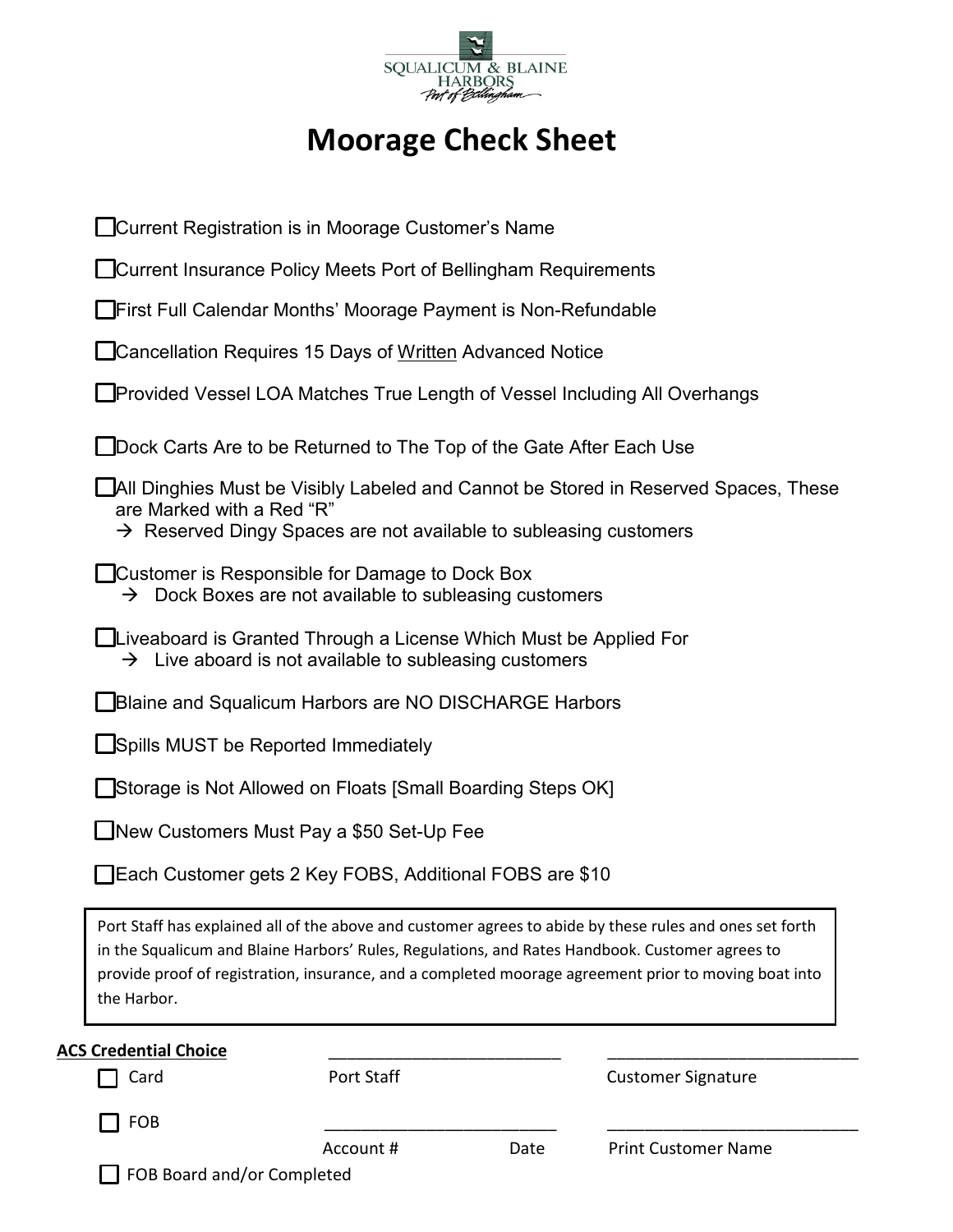SQUALICUM & BLAINE HARBORS
Port of Bellingham

# Moorage Check Sheet

- [ ] Current Registration is in Moorage Customer's Name
- [ ] Current Insurance Policy Meets Port of Bellingham Requirements
- [ ] First Full Calendar Months' Moorage Payment is Non-Refundable
- [ ] Cancellation Requires 15 Days of Written Advanced Notice
- [ ] Provided Vessel LOA Matches True Length of Vessel Including All Overhangs
- [ ] Dock Carts Are to be Returned to The Top of the Gate After Each Use
- [ ] All Dinghies Must be Visibly Labeled and Cannot be Stored in Reserved Spaces, These are Marked with a Red "R"
  - → Reserved Dingy Spaces are not available to subleasing customers
- [ ] Customer is Responsible for Damage to Dock Box
  - → Dock Boxes are not available to subleasing customers
- [ ] Liveaboard is Granted Through a License Which Must be Applied For
  - → Live aboard is not available to subleasing customers
- [ ] Blaine and Squalicum Harbors are NO DISCHARGE Harbors
- [ ] Spills MUST be Reported Immediately
- [ ] Storage is Not Allowed on Floats [Small Boarding Steps OK]
- [ ] New Customers Must Pay a $50 Set-Up Fee
- [ ] Each Customer gets 2 Key FOBS, Additional FOBS are $10

> Port Staff has explained all of the above and customer agrees to abide by these rules and ones set forth in the Squalicum and Blaine Harbors' Rules, Regulations, and Rates Handbook. Customer agrees to provide proof of registration, insurance, and a completed moorage agreement prior to moving boat into the Harbor.

**ACS Credential Choice**

- [ ] Card
- [ ] FOB
- [ ] FOB Board and/or Completed

___________________________ Port Staff

___________________________ Customer Signature

___________________________ Account # Date

___________________________ Print Customer Name